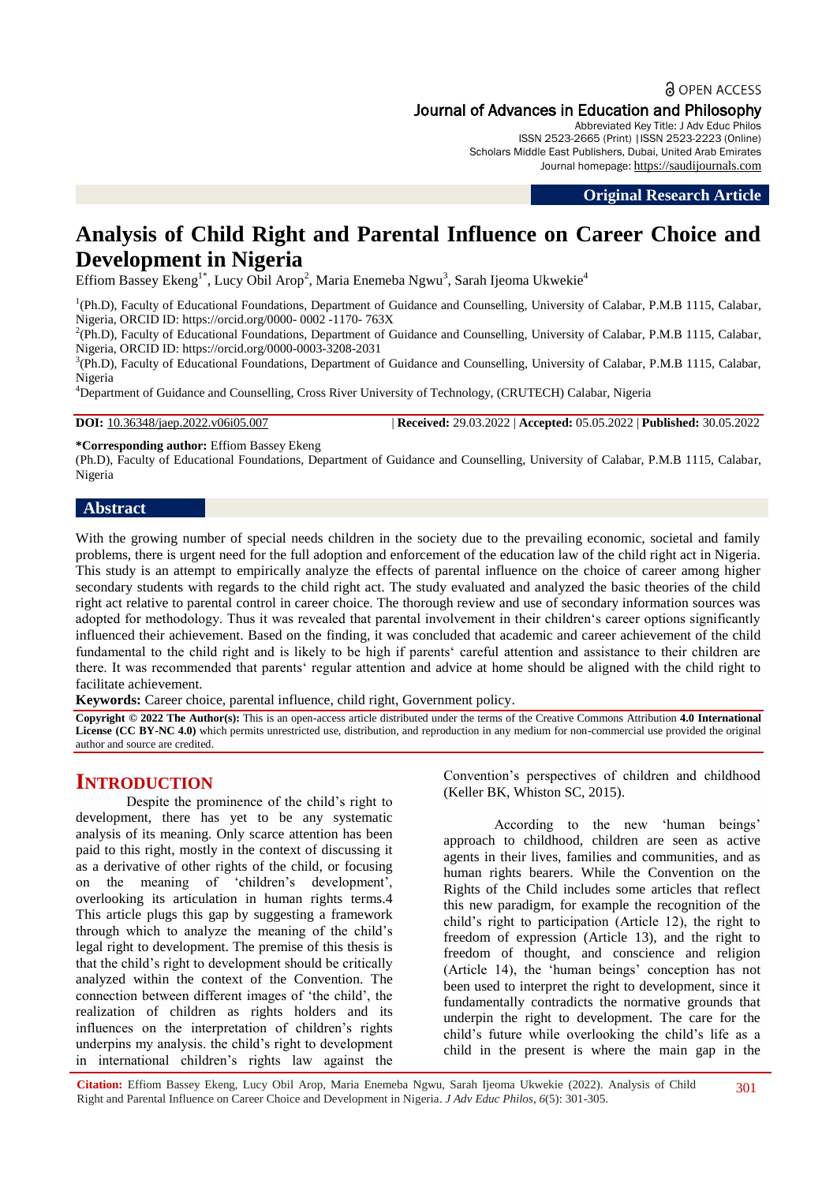# Analysis of Child Right and Parental Influence on Career Choice and Development in Nigeria

Effiom Bassey Ekeng[1*], Lucy Obil Arop[2], Maria Enemeba Ngwu[3], Sarah Ijeoma Ukwekie[4]

[1](Ph.D), Faculty of Educational Foundations, Department of Guidance and Counselling, University of Calabar, P.M.B 1115, Calabar, Nigeria, ORCID ID: https://orcid.org/0000- 0002 -1170- 763X

[2](Ph.D), Faculty of Educational Foundations, Department of Guidance and Counselling, University of Calabar, P.M.B 1115, Calabar, Nigeria, ORCID ID: https://orcid.org/0000-0003-3208-2031

[3](Ph.D), Faculty of Educational Foundations, Department of Guidance and Counselling, University of Calabar, P.M.B 1115, Calabar, Nigeria

[4]Department of Guidance and Counselling, Cross River University of Technology, (CRUTECH) Calabar, Nigeria

**DOI:** 10.36348/jaep.2022.v06i05.007 | **Received:** 29.03.2022 | **Accepted:** 05.05.2022 | **Published:** 30.05.2022

**\*Corresponding author:** Effiom Bassey Ekeng
(Ph.D), Faculty of Educational Foundations, Department of Guidance and Counselling, University of Calabar, P.M.B 1115, Calabar, Nigeria

## Abstract

With the growing number of special needs children in the society due to the prevailing economic, societal and family problems, there is urgent need for the full adoption and enforcement of the education law of the child right act in Nigeria. This study is an attempt to empirically analyze the effects of parental influence on the choice of career among higher secondary students with regards to the child right act. The study evaluated and analyzed the basic theories of the child right act relative to parental control in career choice. The thorough review and use of secondary information sources was adopted for methodology. Thus it was revealed that parental involvement in their children's career options significantly influenced their achievement. Based on the finding, it was concluded that academic and career achievement of the child fundamental to the child right and is likely to be high if parents' careful attention and assistance to their children are there. It was recommended that parents' regular attention and advice at home should be aligned with the child right to facilitate achievement.

**Keywords:** Career choice, parental influence, child right, Government policy.

**Copyright © 2022 The Author(s):** This is an open-access article distributed under the terms of the Creative Commons Attribution **4.0 International License (CC BY-NC 4.0)** which permits unrestricted use, distribution, and reproduction in any medium for non-commercial use provided the original author and source are credited.

## INTRODUCTION

Despite the prominence of the child's right to development, there has yet to be any systematic analysis of its meaning. Only scarce attention has been paid to this right, mostly in the context of discussing it as a derivative of other rights of the child, or focusing on the meaning of 'children's development', overlooking its articulation in human rights terms.4 This article plugs this gap by suggesting a framework through which to analyze the meaning of the child's legal right to development. The premise of this thesis is that the child's right to development should be critically analyzed within the context of the Convention. The connection between different images of 'the child', the realization of children as rights holders and its influences on the interpretation of children's rights underpins my analysis. the child's right to development in international children's rights law against the Convention's perspectives of children and childhood (Keller BK, Whiston SC, 2015).

According to the new 'human beings' approach to childhood, children are seen as active agents in their lives, families and communities, and as human rights bearers. While the Convention on the Rights of the Child includes some articles that reflect this new paradigm, for example the recognition of the child's right to participation (Article 12), the right to freedom of expression (Article 13), and the right to freedom of thought, and conscience and religion (Article 14), the 'human beings' conception has not been used to interpret the right to development, since it fundamentally contradicts the normative grounds that underpin the right to development. The care for the child's future while overlooking the child's life as a child in the present is where the main gap in the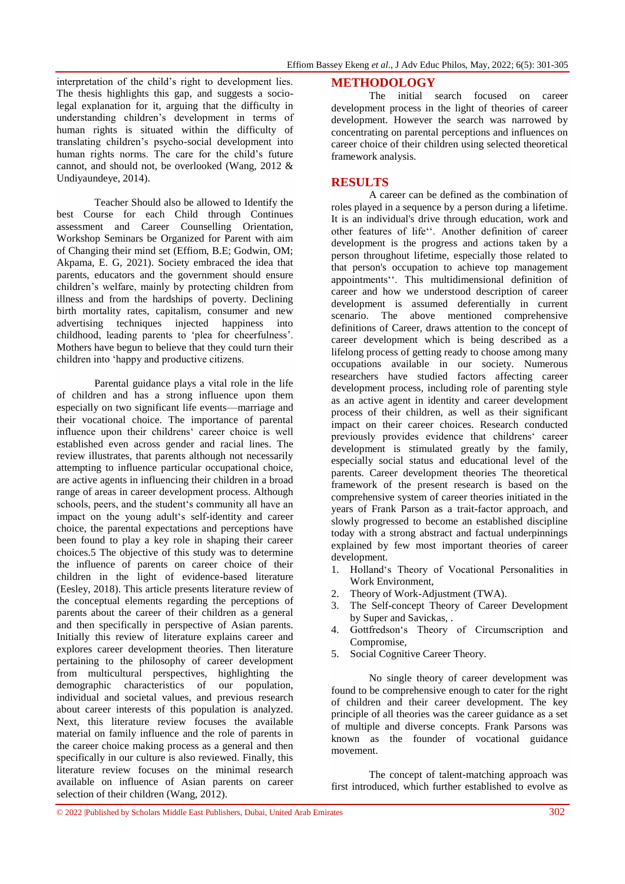interpretation of the child's right to development lies. The thesis highlights this gap, and suggests a socio-legal explanation for it, arguing that the difficulty in understanding children's development in terms of human rights is situated within the difficulty of translating children's psycho-social development into human rights norms. The care for the child's future cannot, and should not, be overlooked (Wang, 2012 & Undiyaundeye, 2014).

Teacher Should also be allowed to Identify the best Course for each Child through Continues assessment and Career Counselling Orientation, Workshop Seminars be Organized for Parent with aim of Changing their mind set (Effiom, B.E; Godwin, OM; Akpama, E. G, 2021). Society embraced the idea that parents, educators and the government should ensure children's welfare, mainly by protecting children from illness and from the hardships of poverty. Declining birth mortality rates, capitalism, consumer and new advertising techniques injected happiness into childhood, leading parents to 'plea for cheerfulness'. Mothers have begun to believe that they could turn their children into 'happy and productive citizens.

Parental guidance plays a vital role in the life of children and has a strong influence upon them especially on two significant life events—marriage and their vocational choice. The importance of parental influence upon their childrens' career choice is well established even across gender and racial lines. The review illustrates, that parents although not necessarily attempting to influence particular occupational choice, are active agents in influencing their children in a broad range of areas in career development process. Although schools, peers, and the student's community all have an impact on the young adult's self-identity and career choice, the parental expectations and perceptions have been found to play a key role in shaping their career choices.5 The objective of this study was to determine the influence of parents on career choice of their children in the light of evidence-based literature (Eesley, 2018). This article presents literature review of the conceptual elements regarding the perceptions of parents about the career of their children as a general and then specifically in perspective of Asian parents. Initially this review of literature explains career and explores career development theories. Then literature pertaining to the philosophy of career development from multicultural perspectives, highlighting the demographic characteristics of our population, individual and societal values, and previous research about career interests of this population is analyzed. Next, this literature review focuses the available material on family influence and the role of parents in the career choice making process as a general and then specifically in our culture is also reviewed. Finally, this literature review focuses on the minimal research available on influence of Asian parents on career selection of their children (Wang, 2012).

## METHODOLOGY

The initial search focused on career development process in the light of theories of career development. However the search was narrowed by concentrating on parental perceptions and influences on career choice of their children using selected theoretical framework analysis.

## RESULTS

A career can be defined as the combination of roles played in a sequence by a person during a lifetime. It is an individual's drive through education, work and other features of life''. Another definition of career development is the progress and actions taken by a person throughout lifetime, especially those related to that person's occupation to achieve top management appointments''. This multidimensional definition of career and how we understood description of career development is assumed deferentially in current scenario. The above mentioned comprehensive definitions of Career, draws attention to the concept of career development which is being described as a lifelong process of getting ready to choose among many occupations available in our society. Numerous researchers have studied factors affecting career development process, including role of parenting style as an active agent in identity and career development process of their children, as well as their significant impact on their career choices. Research conducted previously provides evidence that childrens' career development is stimulated greatly by the family, especially social status and educational level of the parents. Career development theories The theoretical framework of the present research is based on the comprehensive system of career theories initiated in the years of Frank Parson as a trait-factor approach, and slowly progressed to become an established discipline today with a strong abstract and factual underpinnings explained by few most important theories of career development.

1. Holland's Theory of Vocational Personalities in Work Environment,
2. Theory of Work-Adjustment (TWA).
3. The Self-concept Theory of Career Development by Super and Savickas, .
4. Gottfredson's Theory of Circumscription and Compromise,
5. Social Cognitive Career Theory.

No single theory of career development was found to be comprehensive enough to cater for the right of children and their career development. The key principle of all theories was the career guidance as a set of multiple and diverse concepts. Frank Parsons was known as the founder of vocational guidance movement.

The concept of talent-matching approach was first introduced, which further established to evolve as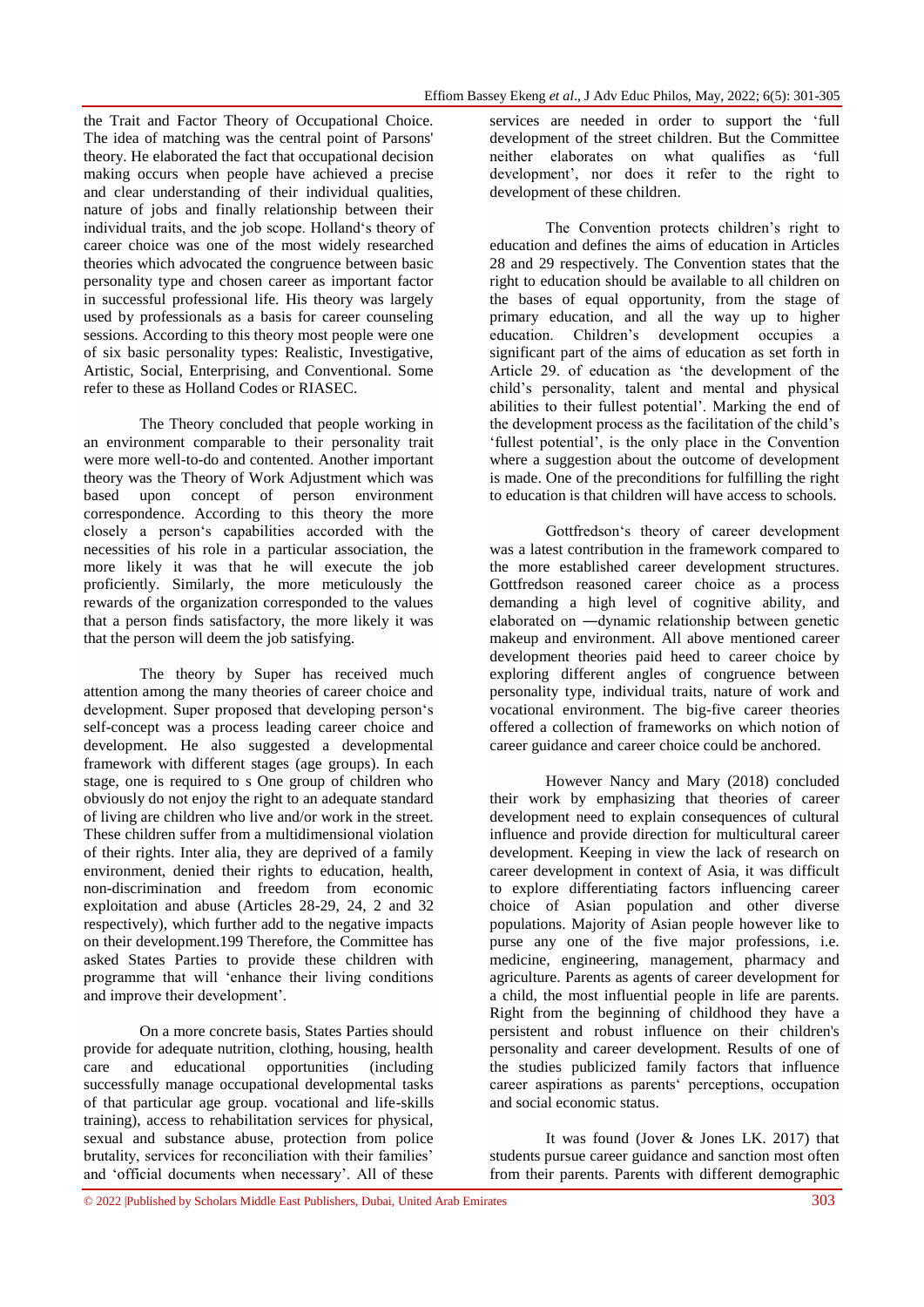the Trait and Factor Theory of Occupational Choice. The idea of matching was the central point of Parsons' theory. He elaborated the fact that occupational decision making occurs when people have achieved a precise and clear understanding of their individual qualities, nature of jobs and finally relationship between their individual traits, and the job scope. Holland's theory of career choice was one of the most widely researched theories which advocated the congruence between basic personality type and chosen career as important factor in successful professional life. His theory was largely used by professionals as a basis for career counseling sessions. According to this theory most people were one of six basic personality types: Realistic, Investigative, Artistic, Social, Enterprising, and Conventional. Some refer to these as Holland Codes or RIASEC.

The Theory concluded that people working in an environment comparable to their personality trait were more well-to-do and contented. Another important theory was the Theory of Work Adjustment which was based upon concept of person environment correspondence. According to this theory the more closely a person's capabilities accorded with the necessities of his role in a particular association, the more likely it was that he will execute the job proficiently. Similarly, the more meticulously the rewards of the organization corresponded to the values that a person finds satisfactory, the more likely it was that the person will deem the job satisfying.

The theory by Super has received much attention among the many theories of career choice and development. Super proposed that developing person's self-concept was a process leading career choice and development. He also suggested a developmental framework with different stages (age groups). In each stage, one is required to s One group of children who obviously do not enjoy the right to an adequate standard of living are children who live and/or work in the street. These children suffer from a multidimensional violation of their rights. Inter alia, they are deprived of a family environment, denied their rights to education, health, non-discrimination and freedom from economic exploitation and abuse (Articles 28-29, 24, 2 and 32 respectively), which further add to the negative impacts on their development.199 Therefore, the Committee has asked States Parties to provide these children with programme that will 'enhance their living conditions and improve their development'.

On a more concrete basis, States Parties should provide for adequate nutrition, clothing, housing, health care and educational opportunities (including successfully manage occupational developmental tasks of that particular age group. vocational and life-skills training), access to rehabilitation services for physical, sexual and substance abuse, protection from police brutality, services for reconciliation with their families' and 'official documents when necessary'. All of these services are needed in order to support the 'full development of the street children. But the Committee neither elaborates on what qualifies as 'full development', nor does it refer to the right to development of these children.

The Convention protects children's right to education and defines the aims of education in Articles 28 and 29 respectively. The Convention states that the right to education should be available to all children on the bases of equal opportunity, from the stage of primary education, and all the way up to higher education. Children's development occupies a significant part of the aims of education as set forth in Article 29. of education as 'the development of the child's personality, talent and mental and physical abilities to their fullest potential'. Marking the end of the development process as the facilitation of the child's 'fullest potential', is the only place in the Convention where a suggestion about the outcome of development is made. One of the preconditions for fulfilling the right to education is that children will have access to schools.

Gottfredson's theory of career development was a latest contribution in the framework compared to the more established career development structures. Gottfredson reasoned career choice as a process demanding a high level of cognitive ability, and elaborated on ―dynamic relationship between genetic makeup and environment. All above mentioned career development theories paid heed to career choice by exploring different angles of congruence between personality type, individual traits, nature of work and vocational environment. The big-five career theories offered a collection of frameworks on which notion of career guidance and career choice could be anchored.

However Nancy and Mary (2018) concluded their work by emphasizing that theories of career development need to explain consequences of cultural influence and provide direction for multicultural career development. Keeping in view the lack of research on career development in context of Asia, it was difficult to explore differentiating factors influencing career choice of Asian population and other diverse populations. Majority of Asian people however like to purse any one of the five major professions, i.e. medicine, engineering, management, pharmacy and agriculture. Parents as agents of career development for a child, the most influential people in life are parents. Right from the beginning of childhood they have a persistent and robust influence on their children's personality and career development. Results of one of the studies publicized family factors that influence career aspirations as parents' perceptions, occupation and social economic status.

It was found (Jover & Jones LK. 2017) that students pursue career guidance and sanction most often from their parents. Parents with different demographic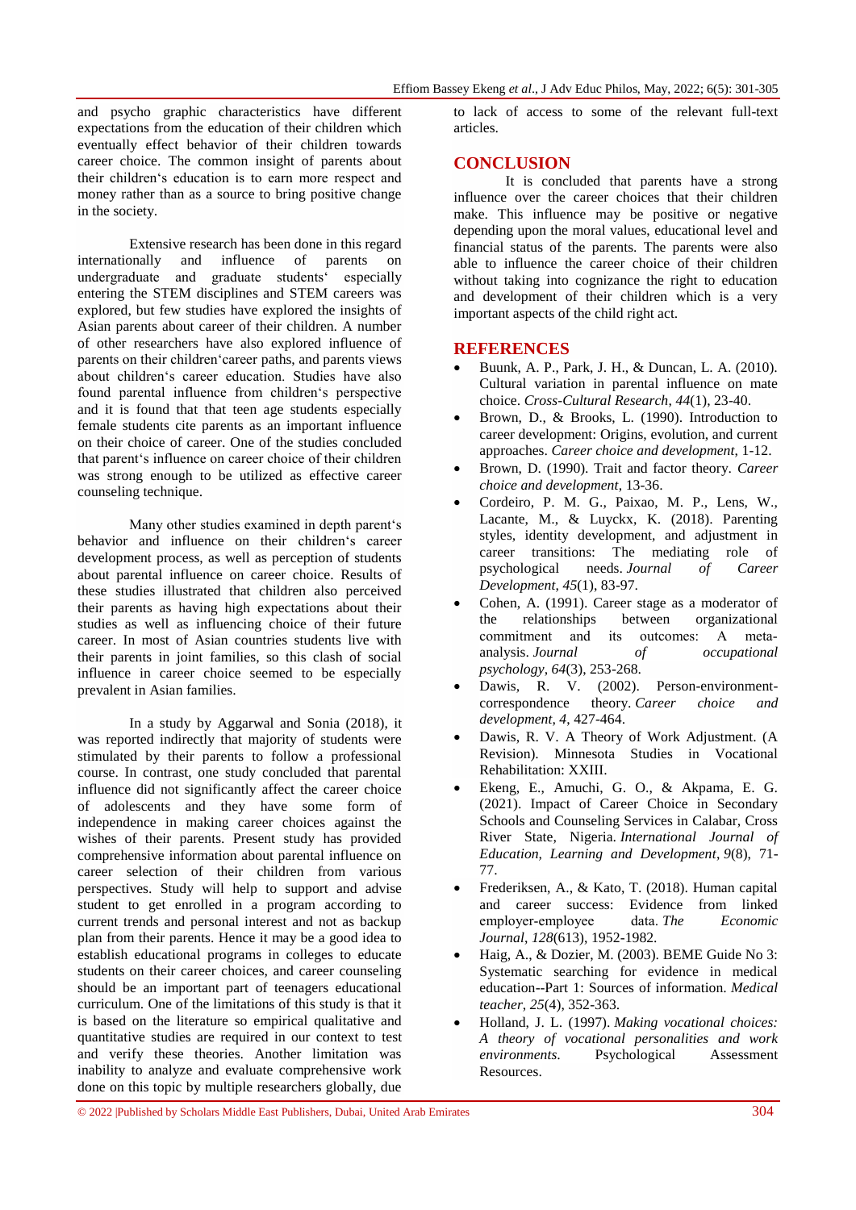and psycho graphic characteristics have different expectations from the education of their children which eventually effect behavior of their children towards career choice. The common insight of parents about their children's education is to earn more respect and money rather than as a source to bring positive change in the society.

Extensive research has been done in this regard internationally and influence of parents on undergraduate and graduate students' especially entering the STEM disciplines and STEM careers was explored, but few studies have explored the insights of Asian parents about career of their children. A number of other researchers have also explored influence of parents on their children'career paths, and parents views about children's career education. Studies have also found parental influence from children's perspective and it is found that that teen age students especially female students cite parents as an important influence on their choice of career. One of the studies concluded that parent's influence on career choice of their children was strong enough to be utilized as effective career counseling technique.

Many other studies examined in depth parent's behavior and influence on their children's career development process, as well as perception of students about parental influence on career choice. Results of these studies illustrated that children also perceived their parents as having high expectations about their studies as well as influencing choice of their future career. In most of Asian countries students live with their parents in joint families, so this clash of social influence in career choice seemed to be especially prevalent in Asian families.

In a study by Aggarwal and Sonia (2018), it was reported indirectly that majority of students were stimulated by their parents to follow a professional course. In contrast, one study concluded that parental influence did not significantly affect the career choice of adolescents and they have some form of independence in making career choices against the wishes of their parents. Present study has provided comprehensive information about parental influence on career selection of their children from various perspectives. Study will help to support and advise student to get enrolled in a program according to current trends and personal interest and not as backup plan from their parents. Hence it may be a good idea to establish educational programs in colleges to educate students on their career choices, and career counseling should be an important part of teenagers educational curriculum. One of the limitations of this study is that it is based on the literature so empirical qualitative and quantitative studies are required in our context to test and verify these theories. Another limitation was inability to analyze and evaluate comprehensive work done on this topic by multiple researchers globally, due to lack of access to some of the relevant full-text articles.

## CONCLUSION

It is concluded that parents have a strong influence over the career choices that their children make. This influence may be positive or negative depending upon the moral values, educational level and financial status of the parents. The parents were also able to influence the career choice of their children without taking into cognizance the right to education and development of their children which is a very important aspects of the child right act.

## REFERENCES

- Buunk, A. P., Park, J. H., & Duncan, L. A. (2010). Cultural variation in parental influence on mate choice. *Cross-Cultural Research*, *44*(1), 23-40.
- Brown, D., & Brooks, L. (1990). Introduction to career development: Origins, evolution, and current approaches. *Career choice and development*, 1-12.
- Brown, D. (1990). Trait and factor theory. *Career choice and development*, 13-36.
- Cordeiro, P. M. G., Paixao, M. P., Lens, W., Lacante, M., & Luyckx, K. (2018). Parenting styles, identity development, and adjustment in career transitions: The mediating role of psychological needs. *Journal of Career Development*, *45*(1), 83-97.
- Cohen, A. (1991). Career stage as a moderator of the relationships between organizational commitment and its outcomes: A meta-analysis. *Journal of occupational psychology*, *64*(3), 253-268.
- Dawis, R. V. (2002). Person-environment-correspondence theory. *Career choice and development*, *4*, 427-464.
- Dawis, R. V. A Theory of Work Adjustment. (A Revision). Minnesota Studies in Vocational Rehabilitation: XXIII.
- Ekeng, E., Amuchi, G. O., & Akpama, E. G. (2021). Impact of Career Choice in Secondary Schools and Counseling Services in Calabar, Cross River State, Nigeria. *International Journal of Education, Learning and Development*, *9*(8), 71-77.
- Frederiksen, A., & Kato, T. (2018). Human capital and career success: Evidence from linked employer-employee data. *The Economic Journal*, *128*(613), 1952-1982.
- Haig, A., & Dozier, M. (2003). BEME Guide No 3: Systematic searching for evidence in medical education--Part 1: Sources of information. *Medical teacher*, *25*(4), 352-363.
- Holland, J. L. (1997). *Making vocational choices: A theory of vocational personalities and work environments*. Psychological Assessment Resources.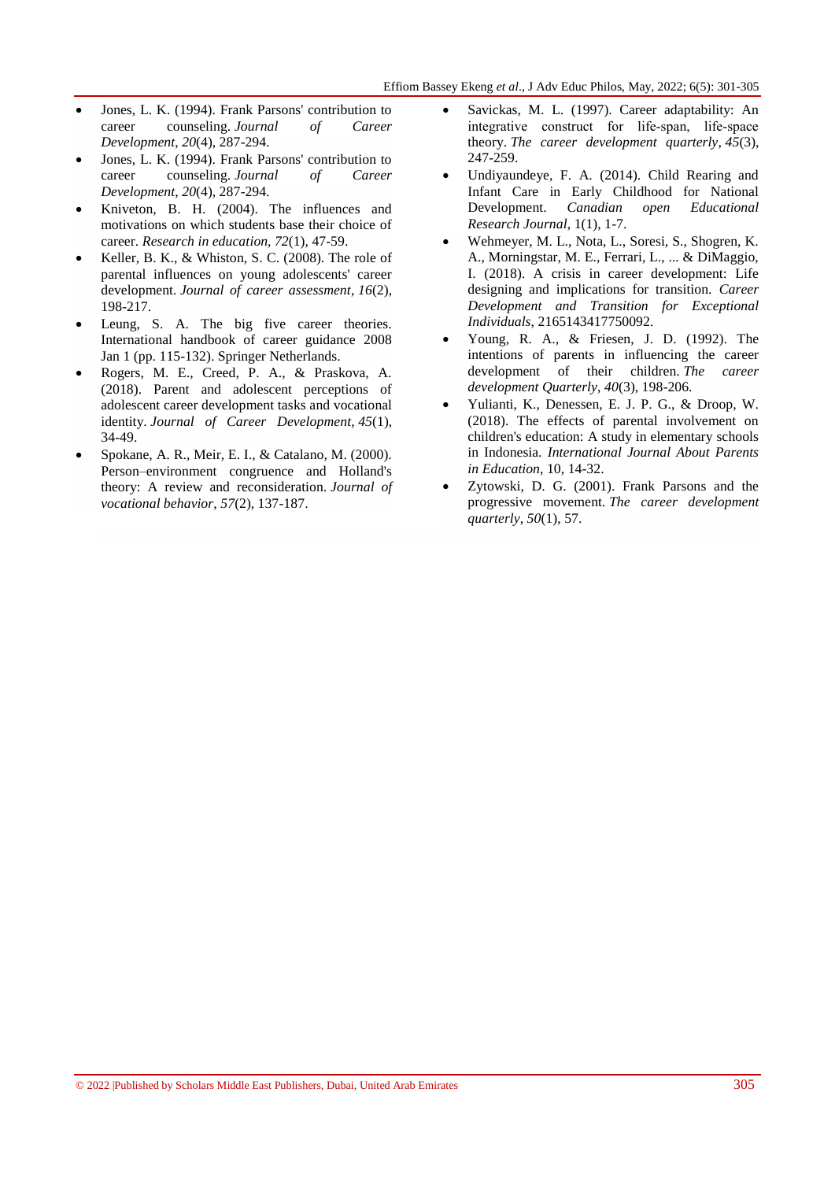- Jones, L. K. (1994). Frank Parsons' contribution to career counseling. *Journal of Career Development*, *20*(4), 287-294.
- Jones, L. K. (1994). Frank Parsons' contribution to career counseling. *Journal of Career Development*, *20*(4), 287-294.
- Kniveton, B. H. (2004). The influences and motivations on which students base their choice of career. *Research in education*, *72*(1), 47-59.
- Keller, B. K., & Whiston, S. C. (2008). The role of parental influences on young adolescents' career development. *Journal of career assessment*, *16*(2), 198-217.
- Leung, S. A. The big five career theories. International handbook of career guidance 2008 Jan 1 (pp. 115-132). Springer Netherlands.
- Rogers, M. E., Creed, P. A., & Praskova, A. (2018). Parent and adolescent perceptions of adolescent career development tasks and vocational identity. *Journal of Career Development*, *45*(1), 34-49.
- Spokane, A. R., Meir, E. I., & Catalano, M. (2000). Person–environment congruence and Holland's theory: A review and reconsideration. *Journal of vocational behavior*, *57*(2), 137-187.
- Savickas, M. L. (1997). Career adaptability: An integrative construct for life-span, life-space theory. *The career development quarterly*, *45*(3), 247-259.
- Undiyaundeye, F. A. (2014). Child Rearing and Infant Care in Early Childhood for National Development. *Canadian open Educational Research Journal*, 1(1), 1-7.
- Wehmeyer, M. L., Nota, L., Soresi, S., Shogren, K. A., Morningstar, M. E., Ferrari, L., ... & DiMaggio, I. (2018). A crisis in career development: Life designing and implications for transition. *Career Development and Transition for Exceptional Individuals*, 2165143417750092.
- Young, R. A., & Friesen, J. D. (1992). The intentions of parents in influencing the career development of their children. *The career development Quarterly*, *40*(3), 198-206.
- Yulianti, K., Denessen, E. J. P. G., & Droop, W. (2018). The effects of parental involvement on children's education: A study in elementary schools in Indonesia. *International Journal About Parents in Education*, 10, 14-32.
- Zytowski, D. G. (2001). Frank Parsons and the progressive movement. *The career development quarterly*, *50*(1), 57.